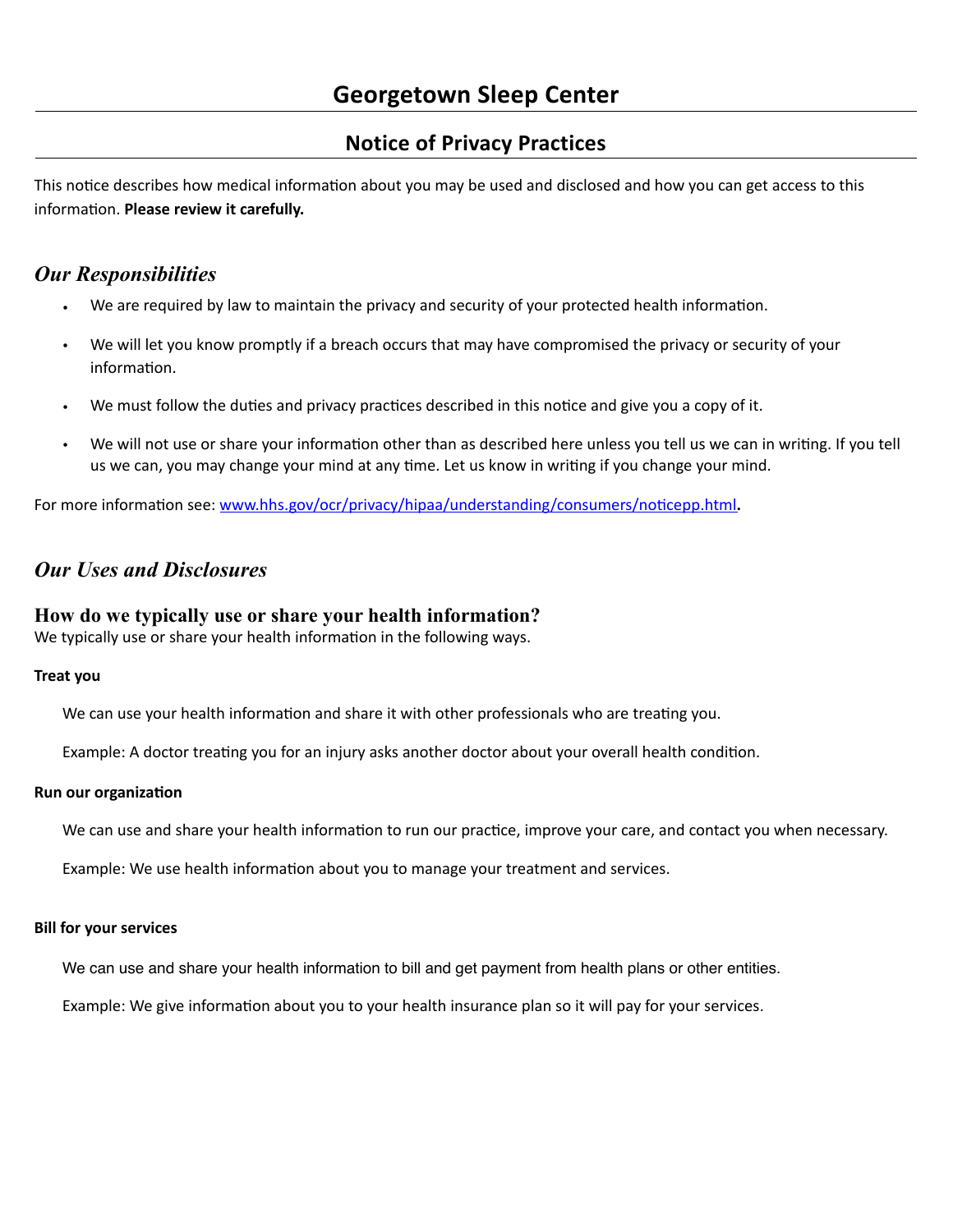# Georgetown Sleep Center

## Notice of Privacy Practices

This notice describes how medical information about you may be used and disclosed and how you can get access to this information. **Please review it carefully.**

## *Our Responsibilities*

- We are required by law to maintain the privacy and security of your protected health information.
- We will let you know promptly if a breach occurs that may have compromised the privacy or security of your information.
- We must follow the duties and privacy practices described in this notice and give you a copy of it.
- We will not use or share your information other than as described here unless you tell us we can in writing. If you tell us we can, you may change your mind at any time. Let us know in writing if you change your mind.

For more information see: [www.hhs.gov/ocr/privacy/hipaa/understanding/consumers/noticepp.html](http://www.hhs.gov/ocr/privacy/hipaa/understanding/consumers/noticepp.html)**.**

## *Our Uses and Disclosures*

### How do we typically use or share your health information?

We typically use or share your health information in the following ways.

**Treat you**

We can use your health information and share it with other professionals who are treating you.

Example: A doctor treating you for an injury asks another doctor about your overall health condition.

**Run our organization**

We can use and share your health information to run our practice, improve your care, and contact you when necessary.

Example: We use health information about you to manage your treatment and services.

**Bill for your services**

We can use and share your health information to bill and get payment from health plans or other entities.

Example: We give information about you to your health insurance plan so it will pay for your services.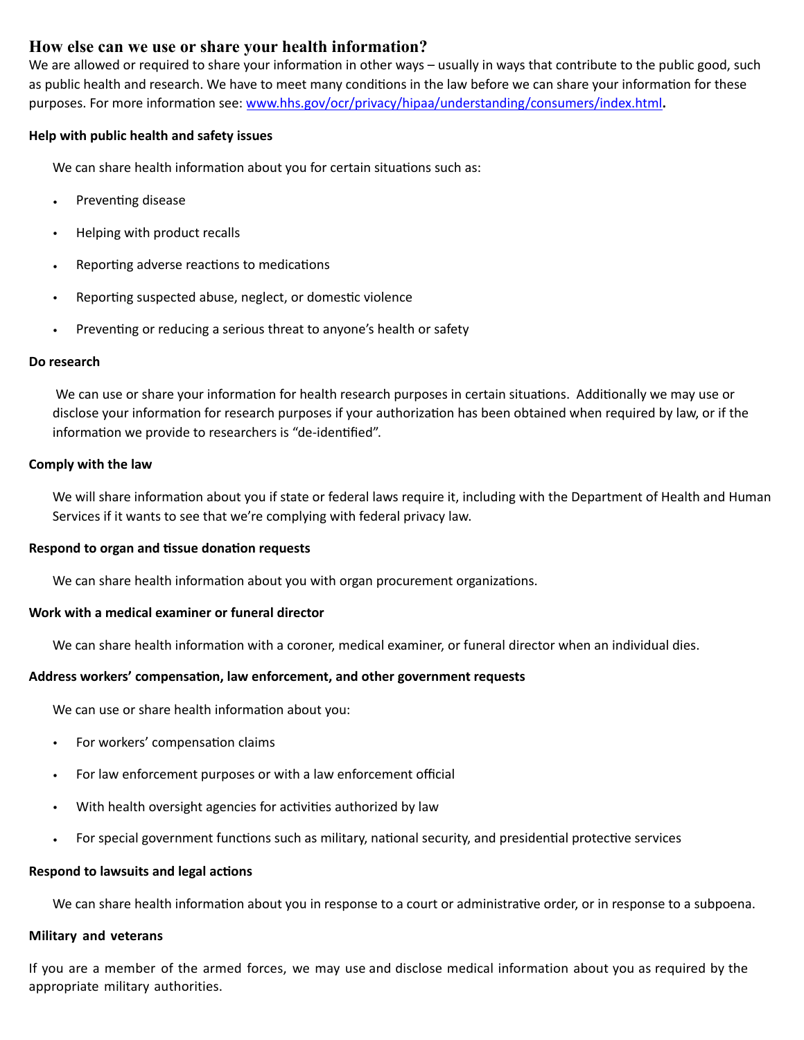## How else can we use or share your health information?

We are allowed or required to share your information in other ways – usually in ways that contribute to the public good, such as public health and research. We have to meet many conditions in the law before we can share your information for these purposes. For more information see: [www.hhs.gov/ocr/privacy/hipaa/understanding/consumers/index.html](http://www.hhs.gov/ocr/privacy/hipaa/understanding/consumers/index.html)**.**

**Help with public health and safety issues**

We can share health information about you for certain situations such as:

- Preventing disease
- Helping with product recalls
- Reporting adverse reactions to medications
- Reporting suspected abuse, neglect, or domestic violence
- Preventing or reducing a serious threat to anyone's health or safety

**Do research**

We can use or share your information for health research purposes in certain situations. Additionally we may use or disclose your information for research purposes if your authorization has been obtained when required by law, or if the information we provide to researchers is "de-identified".

**Comply with the law**

We will share information about you if state or federal laws require it, including with the Department of Health and Human Services if it wants to see that we're complying with federal privacy law.

**Respond to organ and tissue donation requests**

We can share health information about you with organ procurement organizations.

**Work with a medical examiner or funeral director**

We can share health information with a coroner, medical examiner, or funeral director when an individual dies.

**Address workers' compensation, law enforcement, and other government requests**

We can use or share health information about you:

- For workers' compensation claims
- For law enforcement purposes or with a law enforcement official
- With health oversight agencies for activities authorized by law
- For special government functions such as military, national security, and presidential protective services

**Respond to lawsuits and legal actions**

We can share health information about you in response to a court or administrative order, or in response to a subpoena.

**Military and veterans**

If you are a member of the armed forces, we may use and disclose medical information about you as required by the appropriate military authorities.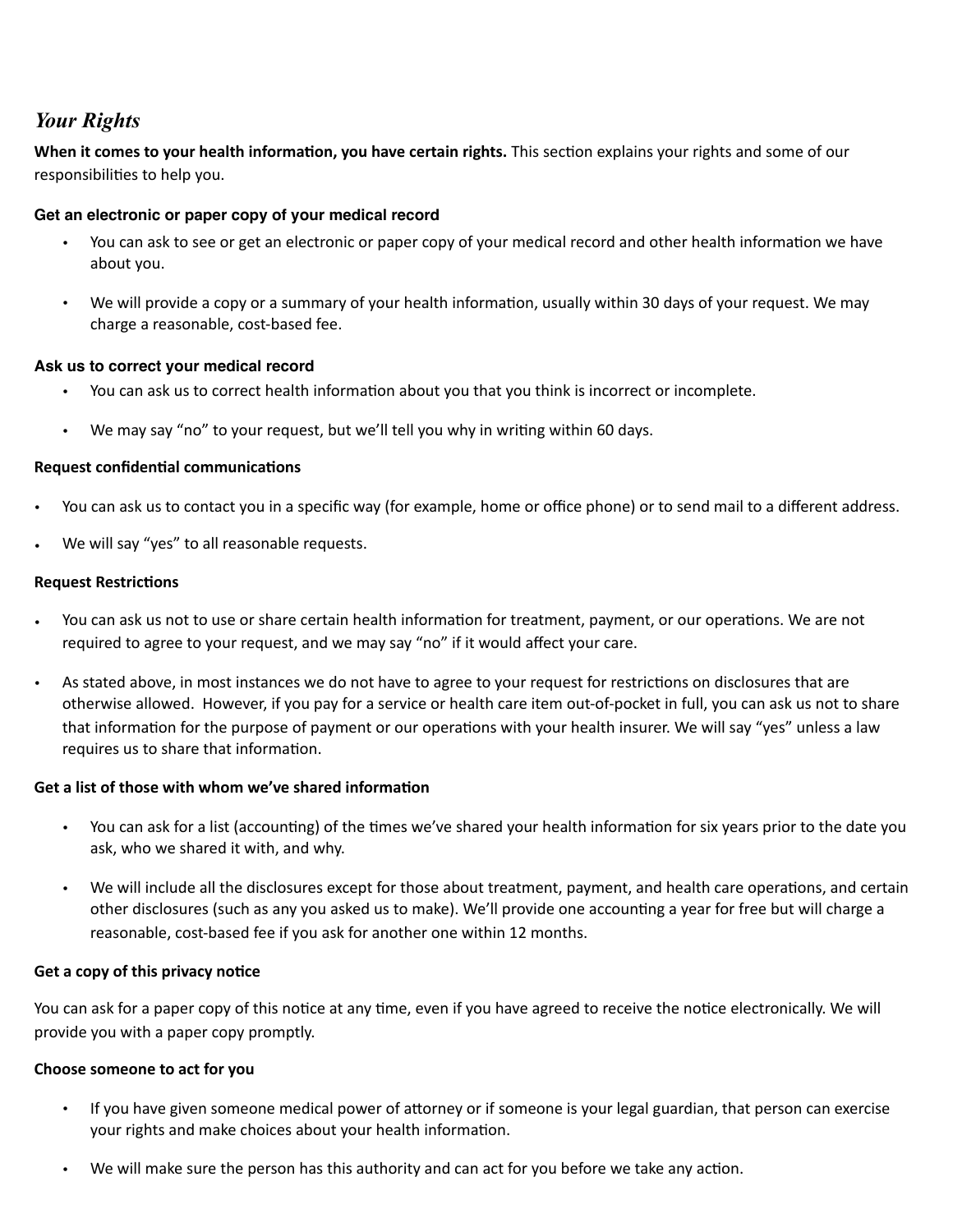## *Your Rights*

**When it comes to your health information, you have certain rights.** This section explains your rights and some of our responsibilities to help you.

### Get an electronic or paper copy of your medical record

- You can ask to see or get an electronic or paper copy of your medical record and other health information we have about you.
- We will provide a copy or a summary of your health information, usually within 30 days of your request. We may charge a reasonable, cost-based fee.

### Ask us to correct your medical record

- You can ask us to correct health information about you that you think is incorrect or incomplete.
- We may say "no" to your request, but we'll tell you why in writing within 60 days.

### Request confidential communications

- You can ask us to contact you in a specific way (for example, home or office phone) or to send mail to a different address.
- We will say "yes" to all reasonable requests.

### Request Restrictions

- You can ask us not to use or share certain health information for treatment, payment, or our operations. We are not required to agree to your request, and we may say "no" if it would affect your care.
- As stated above, in most instances we do not have to agree to your request for restrictions on disclosures that are otherwise allowed. However, if you pay for a service or health care item out-of-pocket in full, you can ask us not to share that information for the purpose of payment or our operations with your health insurer. We will say "yes" unless a law requires us to share that information.

### Get a list of those with whom we've shared information

- You can ask for a list (accounting) of the times we've shared your health information for six years prior to the date you ask, who we shared it with, and why.
- We will include all the disclosures except for those about treatment, payment, and health care operations, and certain other disclosures (such as any you asked us to make). We'll provide one accounting a year for free but will charge a reasonable, cost-based fee if you ask for another one within 12 months.

### Get a copy of this privacy notice

You can ask for a paper copy of this notice at any time, even if you have agreed to receive the notice electronically. We will provide you with a paper copy promptly.

### Choose someone to act for you

- If you have given someone medical power of attorney or if someone is your legal guardian, that person can exercise your rights and make choices about your health information.
- We will make sure the person has this authority and can act for you before we take any action.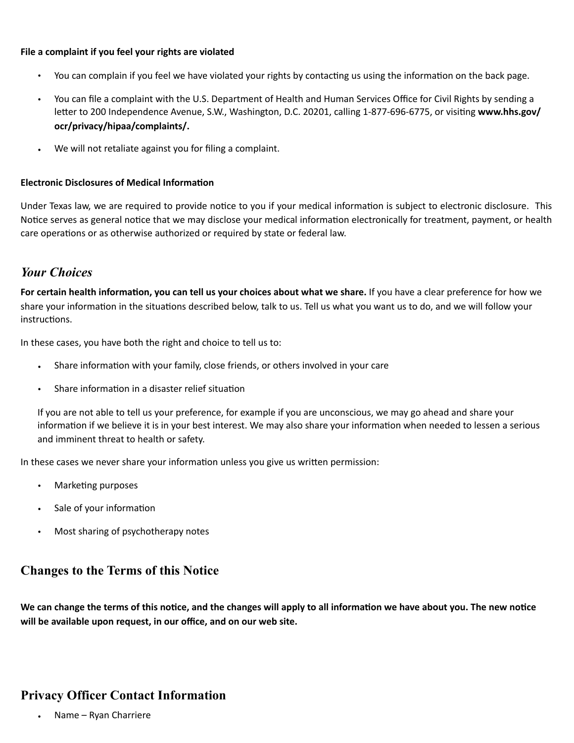**File a complaint if you feel your rights are violated**

- You can complain if you feel we have violated your rights by contacting us using the information on the back page.
- You can file a complaint with the U.S. Department of Health and Human Services Office for Civil Rights by sending a letter to 200 Independence Avenue, S.W., Washington, D.C. 20201, calling 1-877-696-6775, or visiting **www.hhs.gov/ocr/privacy/hipaa/complaints/.**
- We will not retaliate against you for filing a complaint.

**Electronic Disclosures of Medical Information**

Under Texas law, we are required to provide notice to you if your medical information is subject to electronic disclosure. This Notice serves as general notice that we may disclose your medical information electronically for treatment, payment, or health care operations or as otherwise authorized or required by state or federal law.

## *Your Choices*

**For certain health information, you can tell us your choices about what we share.** If you have a clear preference for how we share your information in the situations described below, talk to us. Tell us what you want us to do, and we will follow your instructions.

In these cases, you have both the right and choice to tell us to:

- Share information with your family, close friends, or others involved in your care
- Share information in a disaster relief situation

If you are not able to tell us your preference, for example if you are unconscious, we may go ahead and share your information if we believe it is in your best interest. We may also share your information when needed to lessen a serious and imminent threat to health or safety.

In these cases we never share your information unless you give us written permission:

- Marketing purposes
- Sale of your information
- Most sharing of psychotherapy notes

## Changes to the Terms of this Notice

**We can change the terms of this notice, and the changes will apply to all information we have about you. The new notice will be available upon request, in our office, and on our web site.**

## Privacy Officer Contact Information

- Name – Ryan Charriere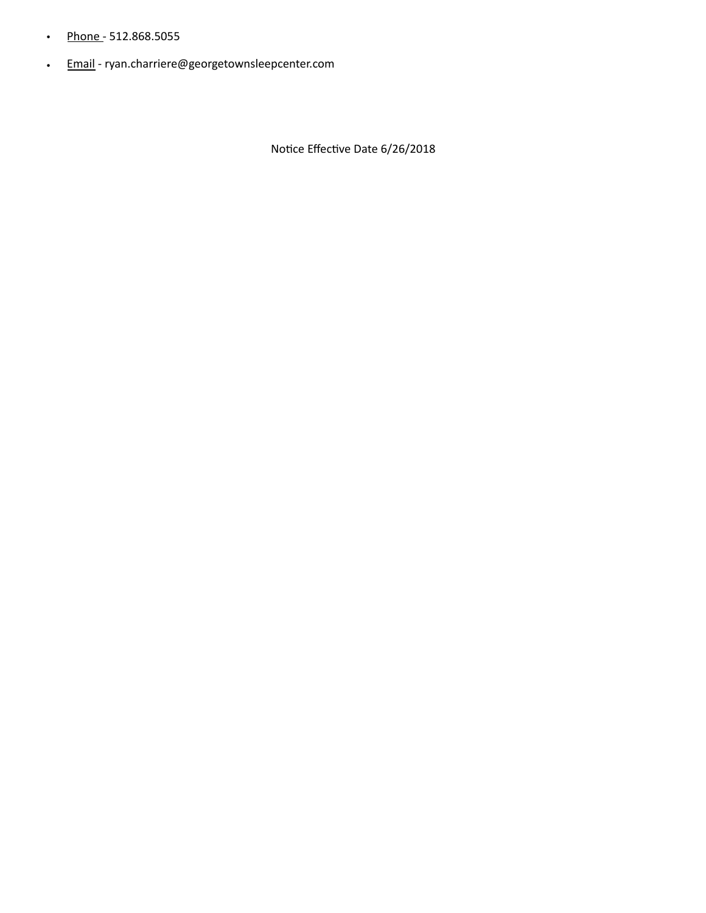- Phone - 512.868.5055
- Email - ryan.charriere@georgetownsleepcenter.com

Notice Effective Date 6/26/2018